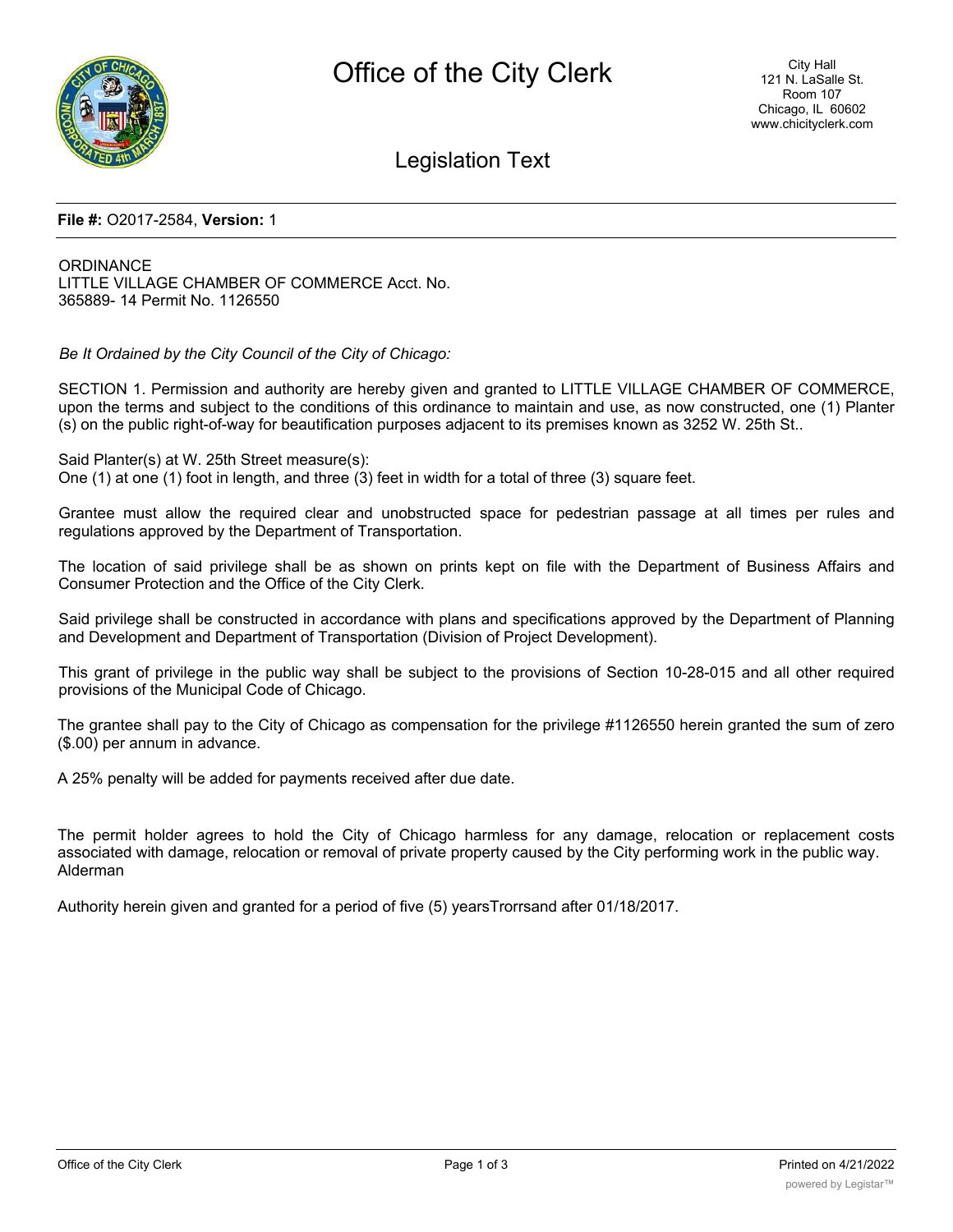# Office of the City Clerk

City Hall
121 N. LaSalle St.
Room 107
Chicago, IL 60602
www.chicityclerk.com

## Legislation Text

**File #:** O2017-2584, **Version:** 1

ORDINANCE
LITTLE VILLAGE CHAMBER OF COMMERCE Acct. No. 365889- 14 Permit No. 1126550

*Be It Ordained by the City Council of the City of Chicago:*

SECTION 1. Permission and authority are hereby given and granted to LITTLE VILLAGE CHAMBER OF COMMERCE, upon the terms and subject to the conditions of this ordinance to maintain and use, as now constructed, one (1) Planter (s) on the public right-of-way for beautification purposes adjacent to its premises known as 3252 W. 25th St..

Said Planter(s) at W. 25th Street measure(s):
One (1) at one (1) foot in length, and three (3) feet in width for a total of three (3) square feet.

Grantee must allow the required clear and unobstructed space for pedestrian passage at all times per rules and regulations approved by the Department of Transportation.

The location of said privilege shall be as shown on prints kept on file with the Department of Business Affairs and Consumer Protection and the Office of the City Clerk.

Said privilege shall be constructed in accordance with plans and specifications approved by the Department of Planning and Development and Department of Transportation (Division of Project Development).

This grant of privilege in the public way shall be subject to the provisions of Section 10-28-015 and all other required provisions of the Municipal Code of Chicago.

The grantee shall pay to the City of Chicago as compensation for the privilege #1126550 herein granted the sum of zero ($.00) per annum in advance.

A 25% penalty will be added for payments received after due date.

The permit holder agrees to hold the City of Chicago harmless for any damage, relocation or replacement costs associated with damage, relocation or removal of private property caused by the City performing work in the public way. Alderman

Authority herein given and granted for a period of five (5) yearsTrorrsand after 01/18/2017.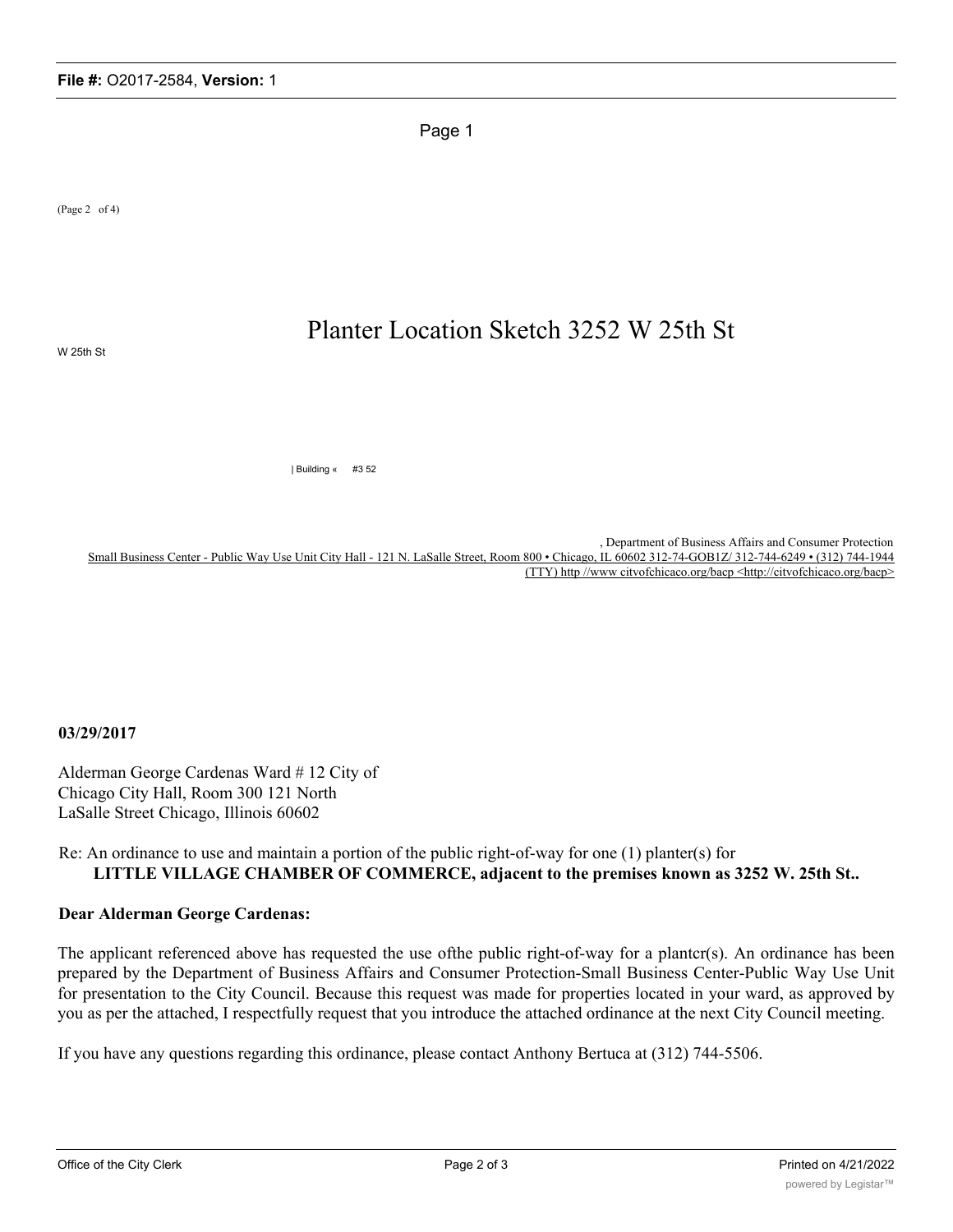Page 1

(Page 2 of 4)

W 25th St

# Planter Location Sketch 3252 W 25th St

| Building « #3 52

, Department of Business Affairs and Consumer Protection

Small Business Center - Public Way Use Unit City Hall - 121 N. LaSalle Street, Room 800 • Chicago, IL 60602 312-74-GOB1Z/ 312-744-6249 • (312) 744-1944 (TTY) http //www citvofchicaco.org/bacp <http://citvofchicaco.org/bacp>

**03/29/2017**

Alderman George Cardenas Ward # 12 City of Chicago City Hall, Room 300 121 North LaSalle Street Chicago, Illinois 60602

Re: An ordinance to use and maintain a portion of the public right-of-way for one (1) planter(s) for **LITTLE VILLAGE CHAMBER OF COMMERCE, adjacent to the premises known as 3252 W. 25th St..**

**Dear Alderman George Cardenas:**

The applicant referenced above has requested the use ofthe public right-of-way for a plantcr(s). An ordinance has been prepared by the Department of Business Affairs and Consumer Protection-Small Business Center-Public Way Use Unit for presentation to the City Council. Because this request was made for properties located in your ward, as approved by you as per the attached, I respectfully request that you introduce the attached ordinance at the next City Council meeting.

If you have any questions regarding this ordinance, please contact Anthony Bertuca at (312) 744-5506.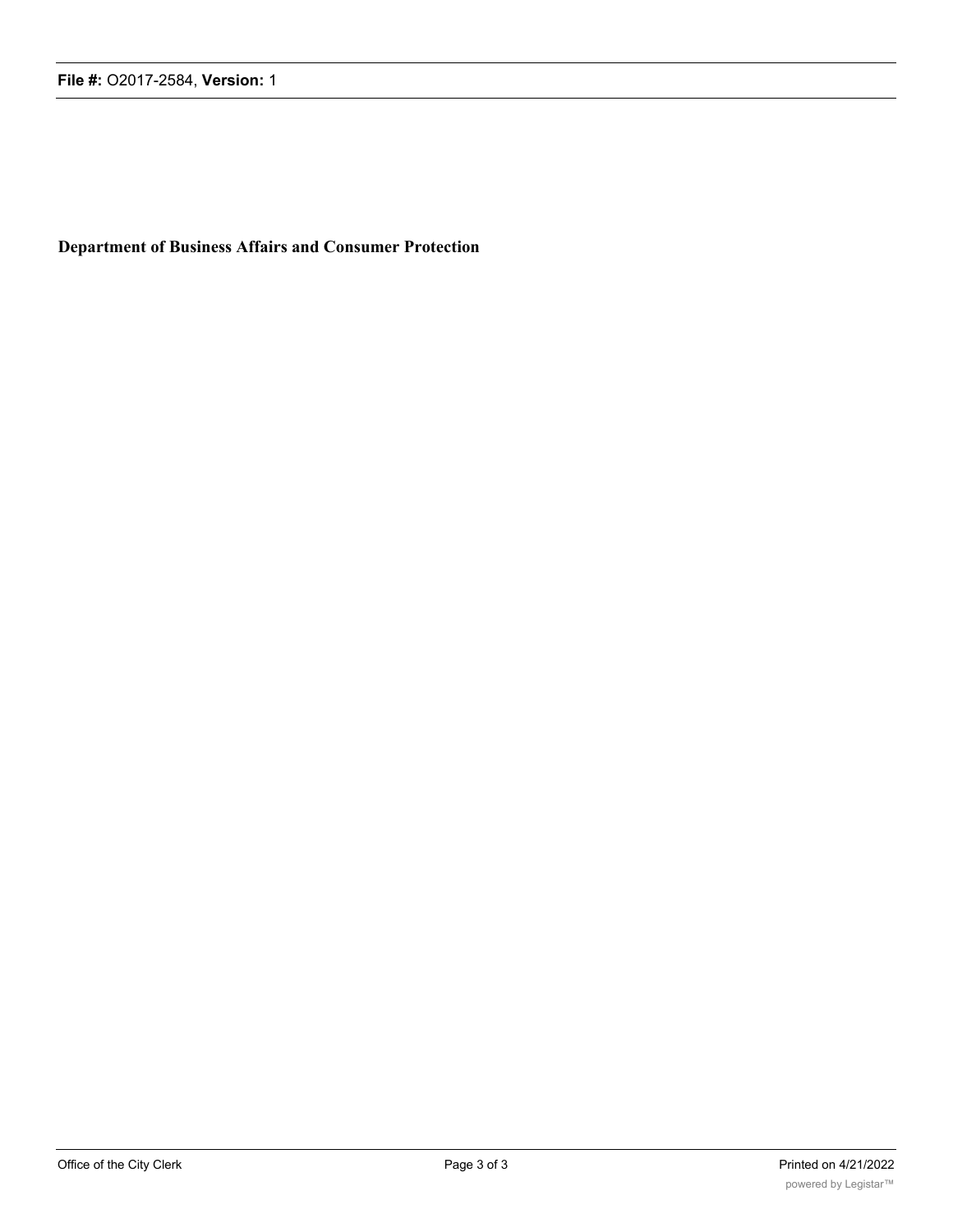**Department of Business Affairs and Consumer Protection**